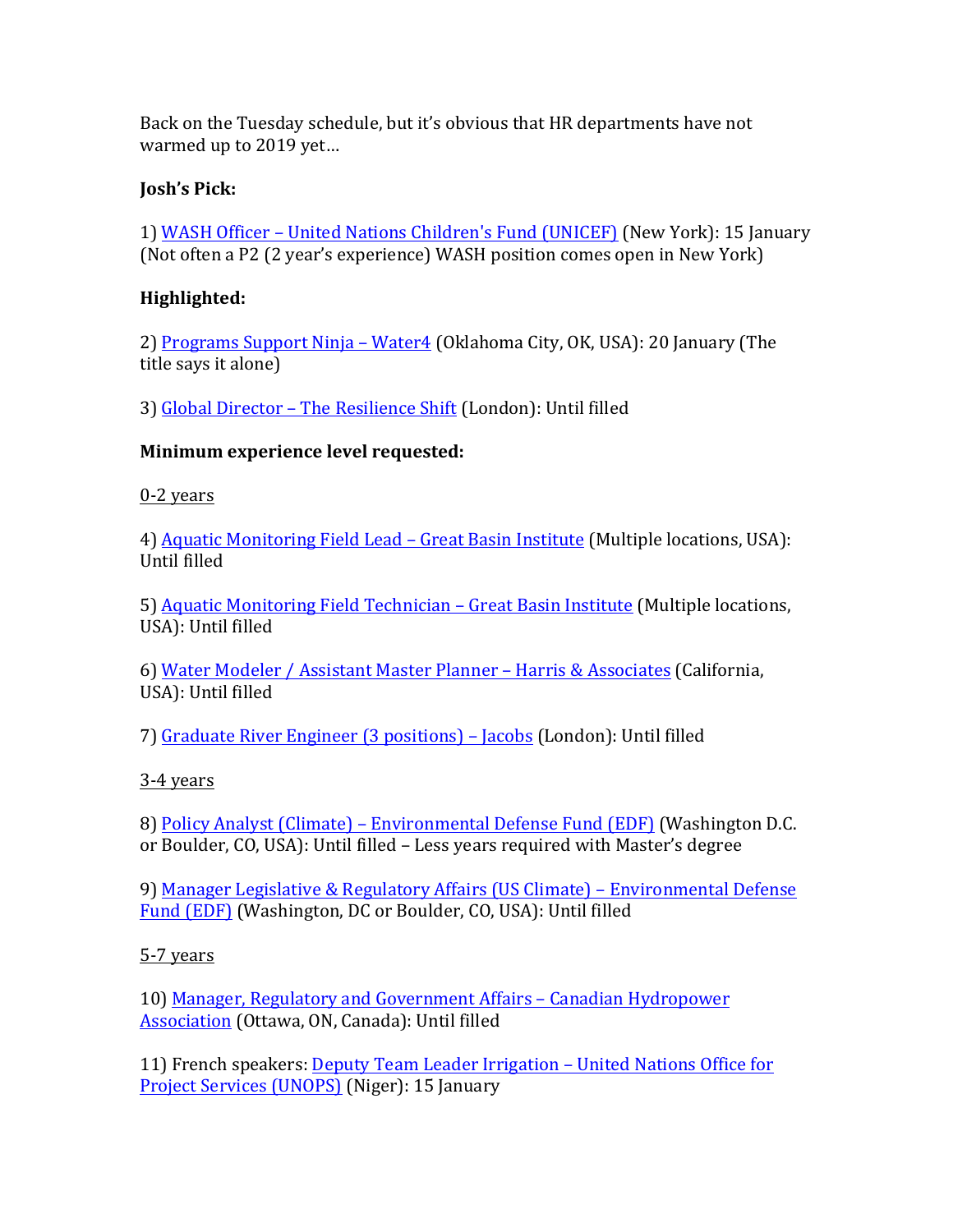Back on the Tuesday schedule, but it's obvious that HR departments have not warmed up to 2019 yet…

**Josh's Pick:**

1) WASH Officer – United Nations Children's Fund (UNICEF) (New York): 15 January (Not often a P2 (2 year's experience) WASH position comes open in New York)

**Highlighted:**

2) Programs Support Ninja – Water4 (Oklahoma City, OK, USA): 20 January (The title says it alone)

3) Global Director – The Resilience Shift (London): Until filled

**Minimum experience level requested:**

0-2 years

4) Aquatic Monitoring Field Lead – Great Basin Institute (Multiple locations, USA): Until filled

5) Aquatic Monitoring Field Technician – Great Basin Institute (Multiple locations, USA): Until filled

6) Water Modeler / Assistant Master Planner – Harris & Associates (California, USA): Until filled

7) Graduate River Engineer (3 positions) – Jacobs (London): Until filled

3-4 years

8) Policy Analyst (Climate) – Environmental Defense Fund (EDF) (Washington D.C. or Boulder, CO, USA): Until filled – Less years required with Master's degree

9) Manager Legislative & Regulatory Affairs (US Climate) – Environmental Defense Fund (EDF) (Washington, DC or Boulder, CO, USA): Until filled

5-7 years

10) Manager, Regulatory and Government Affairs – Canadian Hydropower Association (Ottawa, ON, Canada): Until filled

11) French speakers: Deputy Team Leader Irrigation – United Nations Office for Project Services (UNOPS) (Niger): 15 January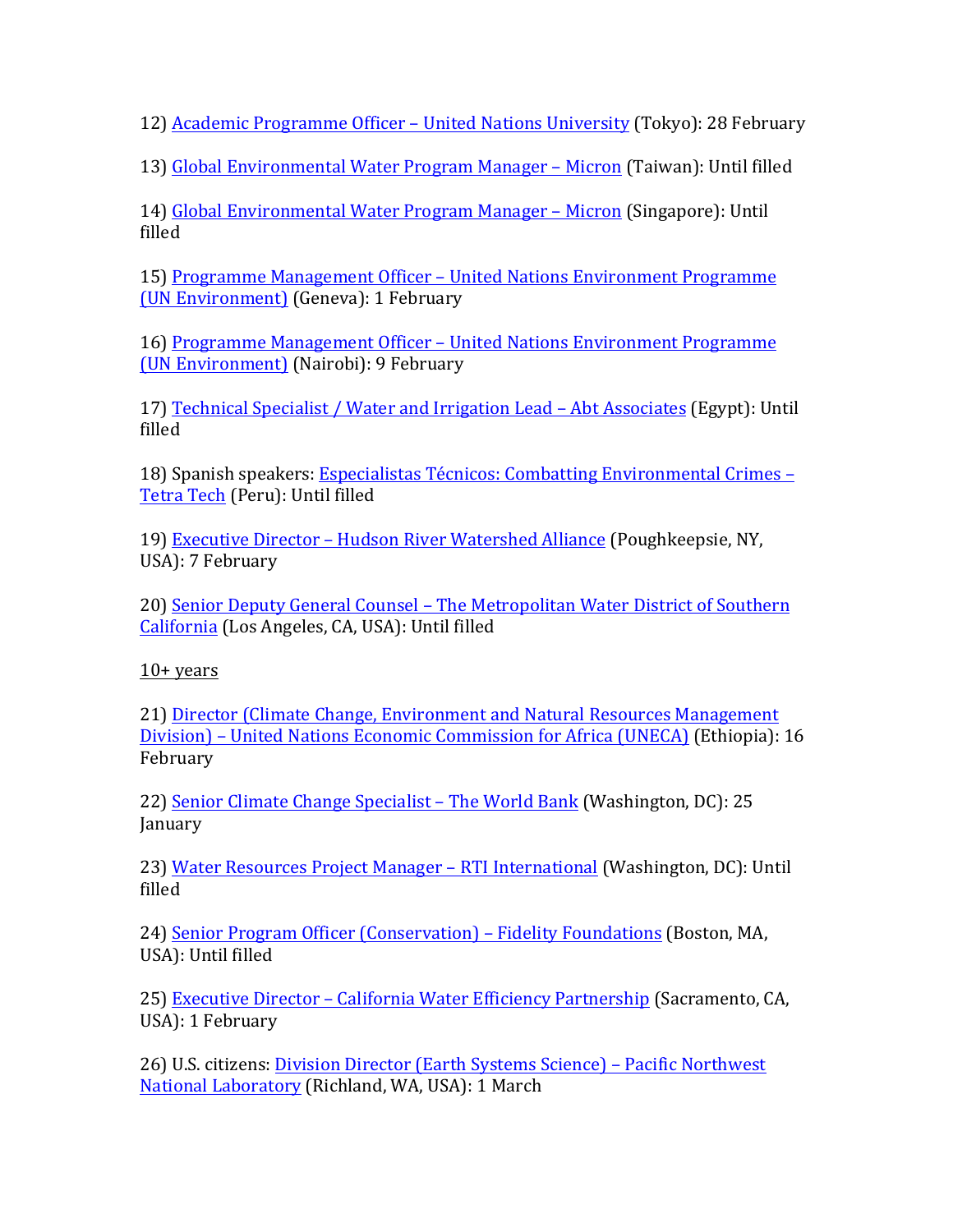12) Academic Programme Officer – United Nations University (Tokyo): 28 February

13) Global Environmental Water Program Manager – Micron (Taiwan): Until filled

14) Global Environmental Water Program Manager – Micron (Singapore): Until filled

15) Programme Management Officer – United Nations Environment Programme (UN Environment) (Geneva): 1 February

16) Programme Management Officer – United Nations Environment Programme (UN Environment) (Nairobi): 9 February

17) Technical Specialist / Water and Irrigation Lead – Abt Associates (Egypt): Until filled

18) Spanish speakers: Especialistas Técnicos: Combatting Environmental Crimes – Tetra Tech (Peru): Until filled

19) Executive Director – Hudson River Watershed Alliance (Poughkeepsie, NY, USA): 7 February

20) Senior Deputy General Counsel – The Metropolitan Water District of Southern California (Los Angeles, CA, USA): Until filled

10+ years

21) Director (Climate Change, Environment and Natural Resources Management Division) – United Nations Economic Commission for Africa (UNECA) (Ethiopia): 16 February

22) Senior Climate Change Specialist – The World Bank (Washington, DC): 25 January

23) Water Resources Project Manager – RTI International (Washington, DC): Until filled

24) Senior Program Officer (Conservation) – Fidelity Foundations (Boston, MA, USA): Until filled

25) Executive Director – California Water Efficiency Partnership (Sacramento, CA, USA): 1 February

26) U.S. citizens: Division Director (Earth Systems Science) – Pacific Northwest National Laboratory (Richland, WA, USA): 1 March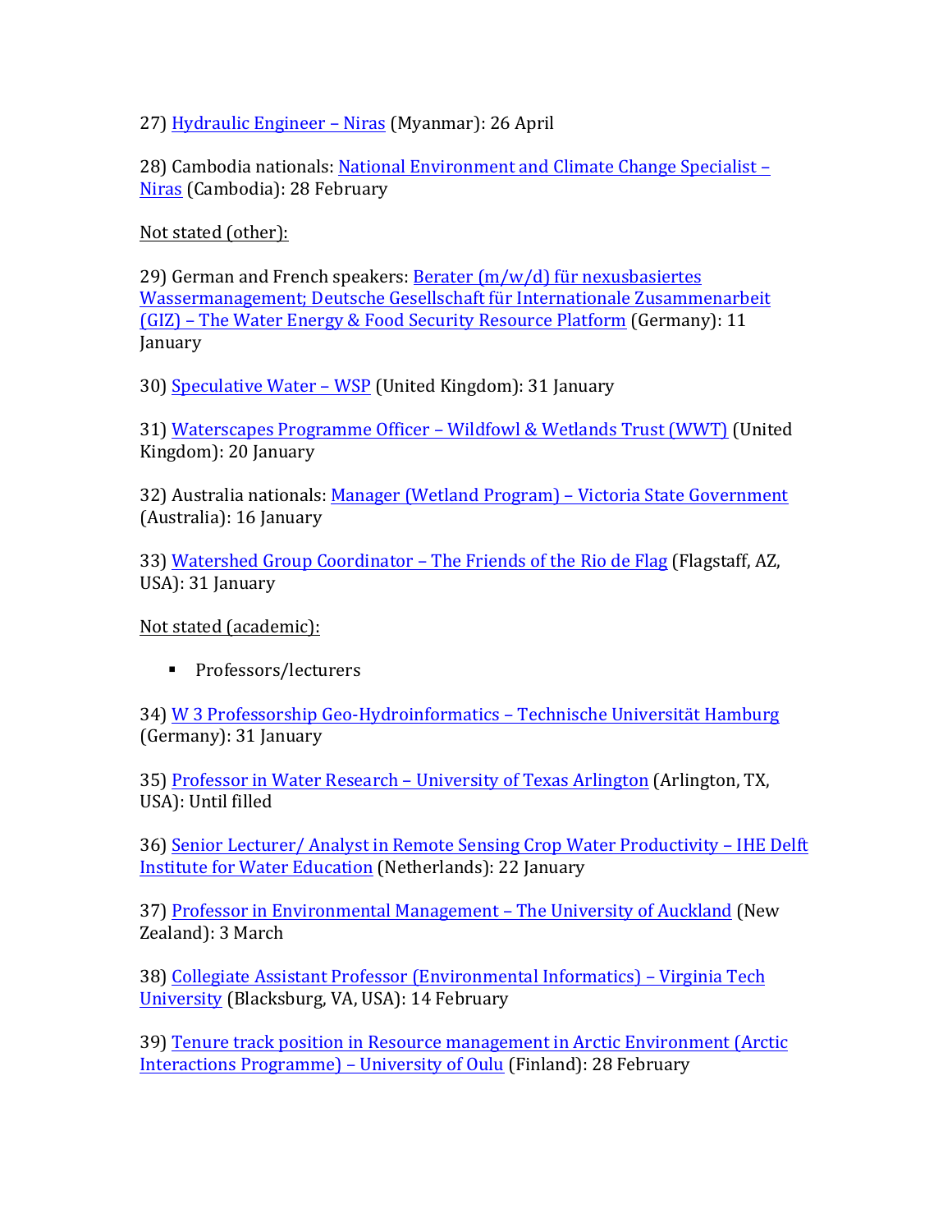27) Hydraulic Engineer – Niras (Myanmar): 26 April

28) Cambodia nationals: National Environment and Climate Change Specialist – Niras (Cambodia): 28 February

Not stated (other):

29) German and French speakers: Berater (m/w/d) für nexusbasiertes Wassermanagement; Deutsche Gesellschaft für Internationale Zusammenarbeit (GIZ) – The Water Energy & Food Security Resource Platform (Germany): 11 January

30) Speculative Water – WSP (United Kingdom): 31 January

31) Waterscapes Programme Officer – Wildfowl & Wetlands Trust (WWT) (United Kingdom): 20 January

32) Australia nationals: Manager (Wetland Program) – Victoria State Government (Australia): 16 January

33) Watershed Group Coordinator – The Friends of the Rio de Flag (Flagstaff, AZ, USA): 31 January

Not stated (academic):

- Professors/lecturers

34) W 3 Professorship Geo-Hydroinformatics – Technische Universität Hamburg (Germany): 31 January

35) Professor in Water Research – University of Texas Arlington (Arlington, TX, USA): Until filled

36) Senior Lecturer/ Analyst in Remote Sensing Crop Water Productivity – IHE Delft Institute for Water Education (Netherlands): 22 January

37) Professor in Environmental Management – The University of Auckland (New Zealand): 3 March

38) Collegiate Assistant Professor (Environmental Informatics) – Virginia Tech University (Blacksburg, VA, USA): 14 February

39) Tenure track position in Resource management in Arctic Environment (Arctic Interactions Programme) – University of Oulu (Finland): 28 February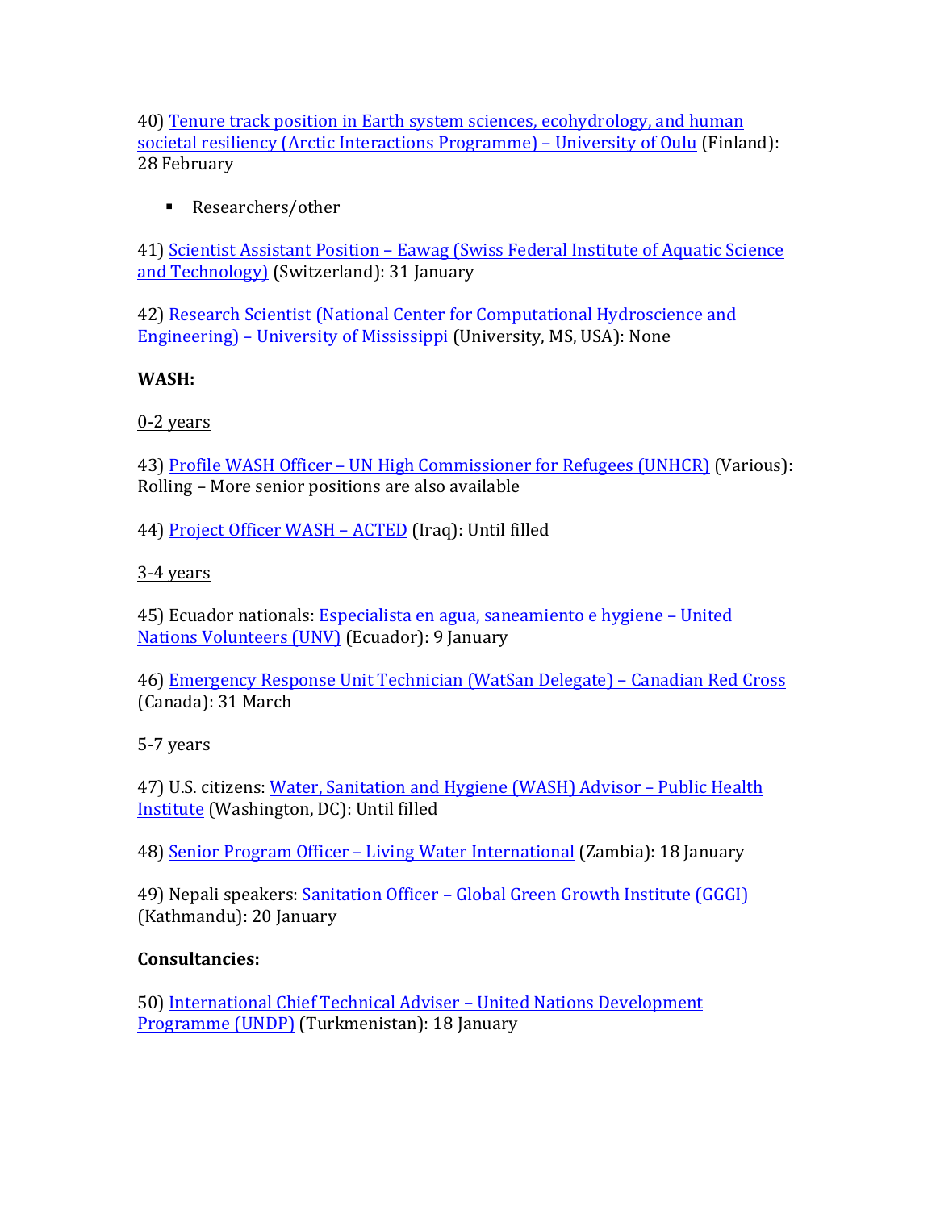40) Tenure track position in Earth system sciences, ecohydrology, and human societal resiliency (Arctic Interactions Programme) – University of Oulu (Finland): 28 February

- Researchers/other

41) Scientist Assistant Position – Eawag (Swiss Federal Institute of Aquatic Science and Technology) (Switzerland): 31 January

42) Research Scientist (National Center for Computational Hydroscience and Engineering) – University of Mississippi (University, MS, USA): None

**WASH:**

0-2 years

43) Profile WASH Officer – UN High Commissioner for Refugees (UNHCR) (Various): Rolling – More senior positions are also available

44) Project Officer WASH – ACTED (Iraq): Until filled

3-4 years

45) Ecuador nationals: Especialista en agua, saneamiento e hygiene – United Nations Volunteers (UNV) (Ecuador): 9 January

46) Emergency Response Unit Technician (WatSan Delegate) – Canadian Red Cross (Canada): 31 March

5-7 years

47) U.S. citizens: Water, Sanitation and Hygiene (WASH) Advisor – Public Health Institute (Washington, DC): Until filled

48) Senior Program Officer – Living Water International (Zambia): 18 January

49) Nepali speakers: Sanitation Officer – Global Green Growth Institute (GGGI) (Kathmandu): 20 January

**Consultancies:**

50) International Chief Technical Adviser – United Nations Development Programme (UNDP) (Turkmenistan): 18 January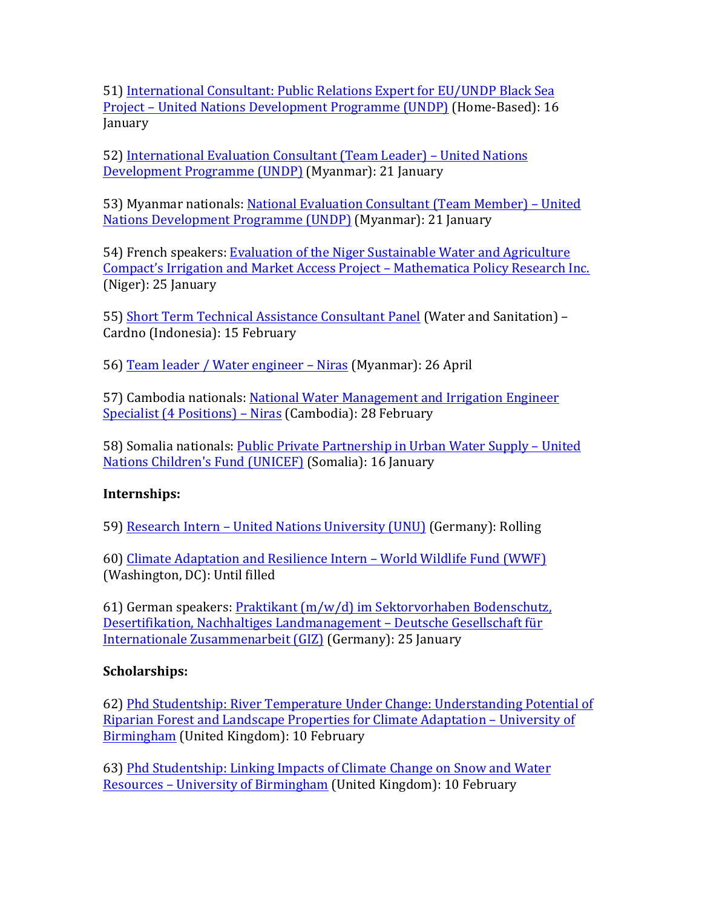51) International Consultant: Public Relations Expert for EU/UNDP Black Sea Project – United Nations Development Programme (UNDP) (Home-Based): 16 January

52) International Evaluation Consultant (Team Leader) – United Nations Development Programme (UNDP) (Myanmar): 21 January

53) Myanmar nationals: National Evaluation Consultant (Team Member) – United Nations Development Programme (UNDP) (Myanmar): 21 January

54) French speakers: Evaluation of the Niger Sustainable Water and Agriculture Compact's Irrigation and Market Access Project – Mathematica Policy Research Inc. (Niger): 25 January

55) Short Term Technical Assistance Consultant Panel (Water and Sanitation) – Cardno (Indonesia): 15 February

56) Team leader / Water engineer – Niras (Myanmar): 26 April

57) Cambodia nationals: National Water Management and Irrigation Engineer Specialist (4 Positions) – Niras (Cambodia): 28 February

58) Somalia nationals: Public Private Partnership in Urban Water Supply – United Nations Children's Fund (UNICEF) (Somalia): 16 January

**Internships:**

59) Research Intern – United Nations University (UNU) (Germany): Rolling

60) Climate Adaptation and Resilience Intern – World Wildlife Fund (WWF) (Washington, DC): Until filled

61) German speakers: Praktikant (m/w/d) im Sektorvorhaben Bodenschutz, Desertifikation, Nachhaltiges Landmanagement – Deutsche Gesellschaft für Internationale Zusammenarbeit (GIZ) (Germany): 25 January

**Scholarships:**

62) Phd Studentship: River Temperature Under Change: Understanding Potential of Riparian Forest and Landscape Properties for Climate Adaptation – University of Birmingham (United Kingdom): 10 February

63) Phd Studentship: Linking Impacts of Climate Change on Snow and Water Resources – University of Birmingham (United Kingdom): 10 February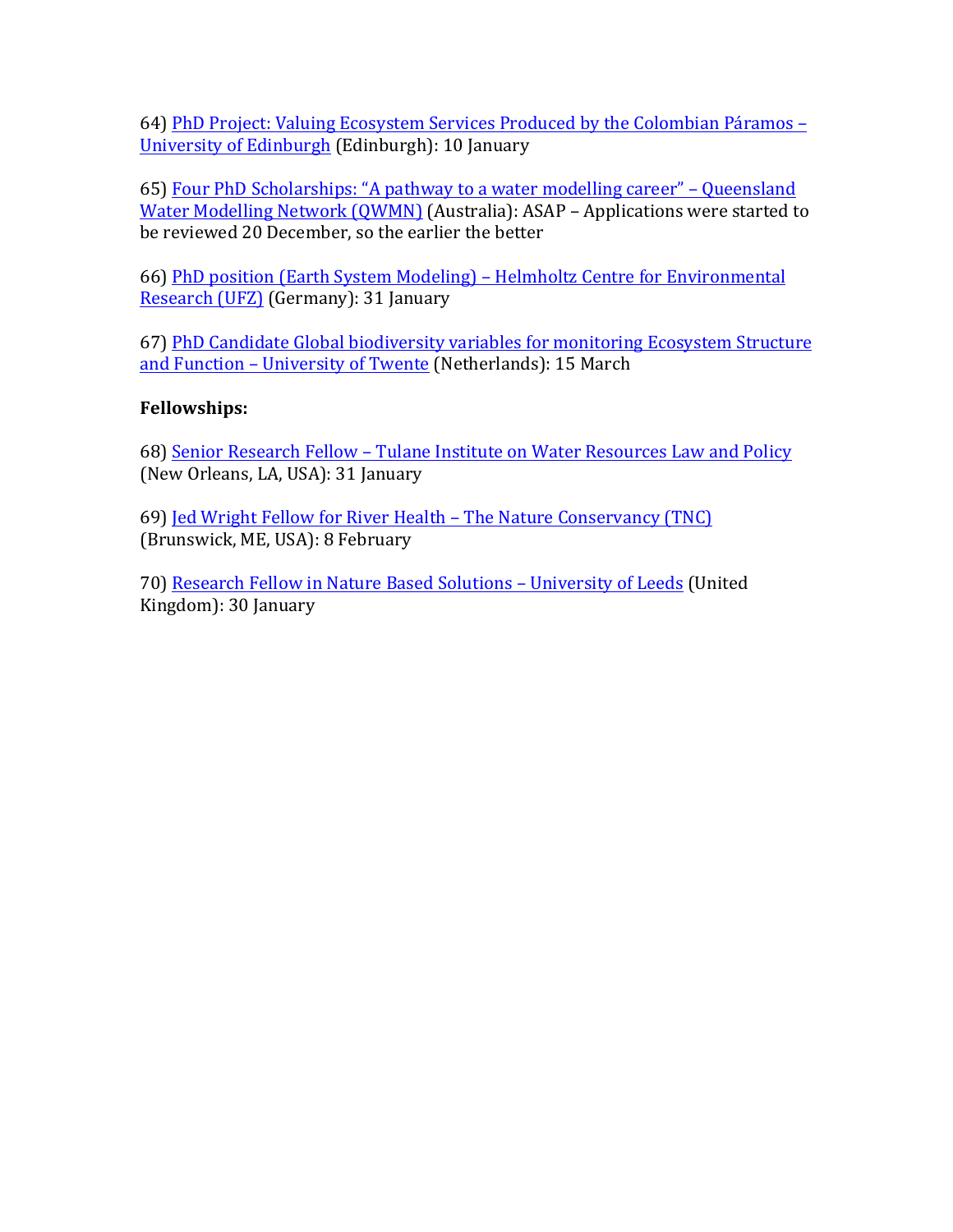64) PhD Project: Valuing Ecosystem Services Produced by the Colombian Páramos – University of Edinburgh (Edinburgh): 10 January

65) Four PhD Scholarships: "A pathway to a water modelling career" – Queensland Water Modelling Network (QWMN) (Australia): ASAP – Applications were started to be reviewed 20 December, so the earlier the better

66) PhD position (Earth System Modeling) – Helmholtz Centre for Environmental Research (UFZ) (Germany): 31 January

67) PhD Candidate Global biodiversity variables for monitoring Ecosystem Structure and Function – University of Twente (Netherlands): 15 March

**Fellowships:**

68) Senior Research Fellow – Tulane Institute on Water Resources Law and Policy (New Orleans, LA, USA): 31 January

69) Jed Wright Fellow for River Health – The Nature Conservancy (TNC) (Brunswick, ME, USA): 8 February

70) Research Fellow in Nature Based Solutions – University of Leeds (United Kingdom): 30 January